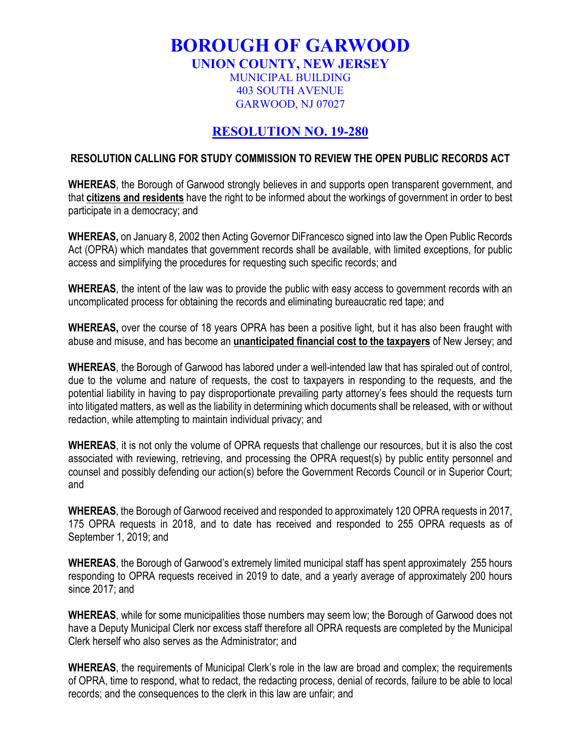# BOROUGH OF GARWOOD

## UNION COUNTY, NEW JERSEY

MUNICIPAL BUILDING
403 SOUTH AVENUE
GARWOOD, NJ 07027

## RESOLUTION NO. 19-280

### RESOLUTION CALLING FOR STUDY COMMISSION TO REVIEW THE OPEN PUBLIC RECORDS ACT

**WHEREAS**, the Borough of Garwood strongly believes in and supports open transparent government, and that **citizens and residents** have the right to be informed about the workings of government in order to best participate in a democracy; and

**WHEREAS,** on January 8, 2002 then Acting Governor DiFrancesco signed into law the Open Public Records Act (OPRA) which mandates that government records shall be available, with limited exceptions, for public access and simplifying the procedures for requesting such specific records; and

**WHEREAS**, the intent of the law was to provide the public with easy access to government records with an uncomplicated process for obtaining the records and eliminating bureaucratic red tape; and

**WHEREAS,** over the course of 18 years OPRA has been a positive light, but it has also been fraught with abuse and misuse, and has become an **unanticipated financial cost to the taxpayers** of New Jersey; and

**WHEREAS**, the Borough of Garwood has labored under a well-intended law that has spiraled out of control, due to the volume and nature of requests, the cost to taxpayers in responding to the requests, and the potential liability in having to pay disproportionate prevailing party attorney's fees should the requests turn into litigated matters, as well as the liability in determining which documents shall be released, with or without redaction, while attempting to maintain individual privacy; and

**WHEREAS**, it is not only the volume of OPRA requests that challenge our resources, but it is also the cost associated with reviewing, retrieving, and processing the OPRA request(s) by public entity personnel and counsel and possibly defending our action(s) before the Government Records Council or in Superior Court; and

**WHEREAS**, the Borough of Garwood received and responded to approximately 120 OPRA requests in 2017, 175 OPRA requests in 2018, and to date has received and responded to 255 OPRA requests as of September 1, 2019; and

**WHEREAS**, the Borough of Garwood's extremely limited municipal staff has spent approximately 255 hours responding to OPRA requests received in 2019 to date, and a yearly average of approximately 200 hours since 2017; and

**WHEREAS**, while for some municipalities those numbers may seem low; the Borough of Garwood does not have a Deputy Municipal Clerk nor excess staff therefore all OPRA requests are completed by the Municipal Clerk herself who also serves as the Administrator; and

**WHEREAS**, the requirements of Municipal Clerk's role in the law are broad and complex; the requirements of OPRA, time to respond, what to redact, the redacting process, denial of records, failure to be able to local records; and the consequences to the clerk in this law are unfair; and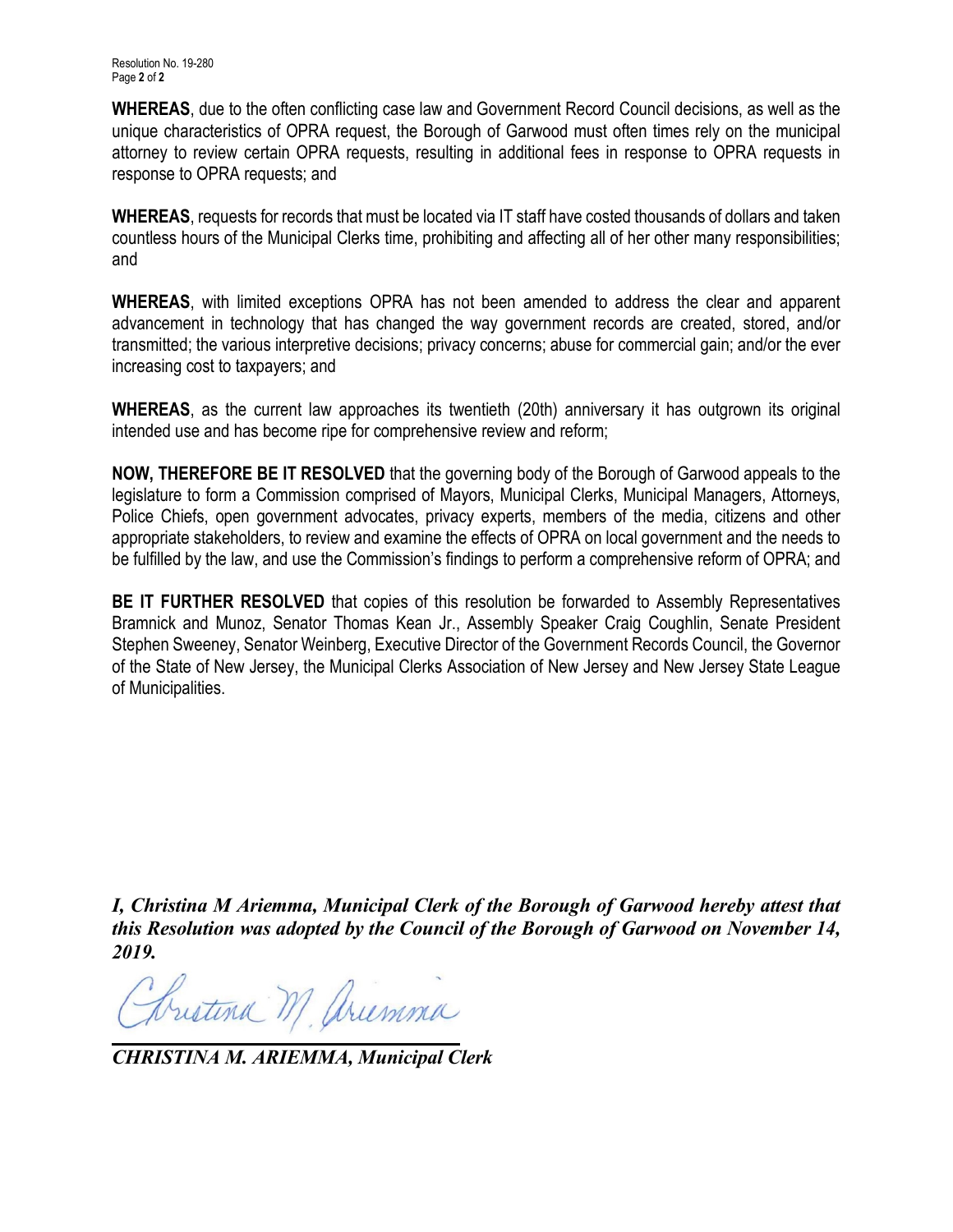**WHEREAS**, due to the often conflicting case law and Government Record Council decisions, as well as the unique characteristics of OPRA request, the Borough of Garwood must often times rely on the municipal attorney to review certain OPRA requests, resulting in additional fees in response to OPRA requests in response to OPRA requests; and

**WHEREAS**, requests for records that must be located via IT staff have costed thousands of dollars and taken countless hours of the Municipal Clerks time, prohibiting and affecting all of her other many responsibilities; and

**WHEREAS**, with limited exceptions OPRA has not been amended to address the clear and apparent advancement in technology that has changed the way government records are created, stored, and/or transmitted; the various interpretive decisions; privacy concerns; abuse for commercial gain; and/or the ever increasing cost to taxpayers; and

**WHEREAS**, as the current law approaches its twentieth (20th) anniversary it has outgrown its original intended use and has become ripe for comprehensive review and reform;

**NOW, THEREFORE BE IT RESOLVED** that the governing body of the Borough of Garwood appeals to the legislature to form a Commission comprised of Mayors, Municipal Clerks, Municipal Managers, Attorneys, Police Chiefs, open government advocates, privacy experts, members of the media, citizens and other appropriate stakeholders, to review and examine the effects of OPRA on local government and the needs to be fulfilled by the law, and use the Commission's findings to perform a comprehensive reform of OPRA; and

**BE IT FURTHER RESOLVED** that copies of this resolution be forwarded to Assembly Representatives Bramnick and Munoz, Senator Thomas Kean Jr., Assembly Speaker Craig Coughlin, Senate President Stephen Sweeney, Senator Weinberg, Executive Director of the Government Records Council, the Governor of the State of New Jersey, the Municipal Clerks Association of New Jersey and New Jersey State League of Municipalities.

***I, Christina M Ariemma, Municipal Clerk of the Borough of Garwood hereby attest that this Resolution was adopted by the Council of the Borough of Garwood on November 14, 2019.***

Christina M. Ariemma

***CHRISTINA M. ARIEMMA, Municipal Clerk***